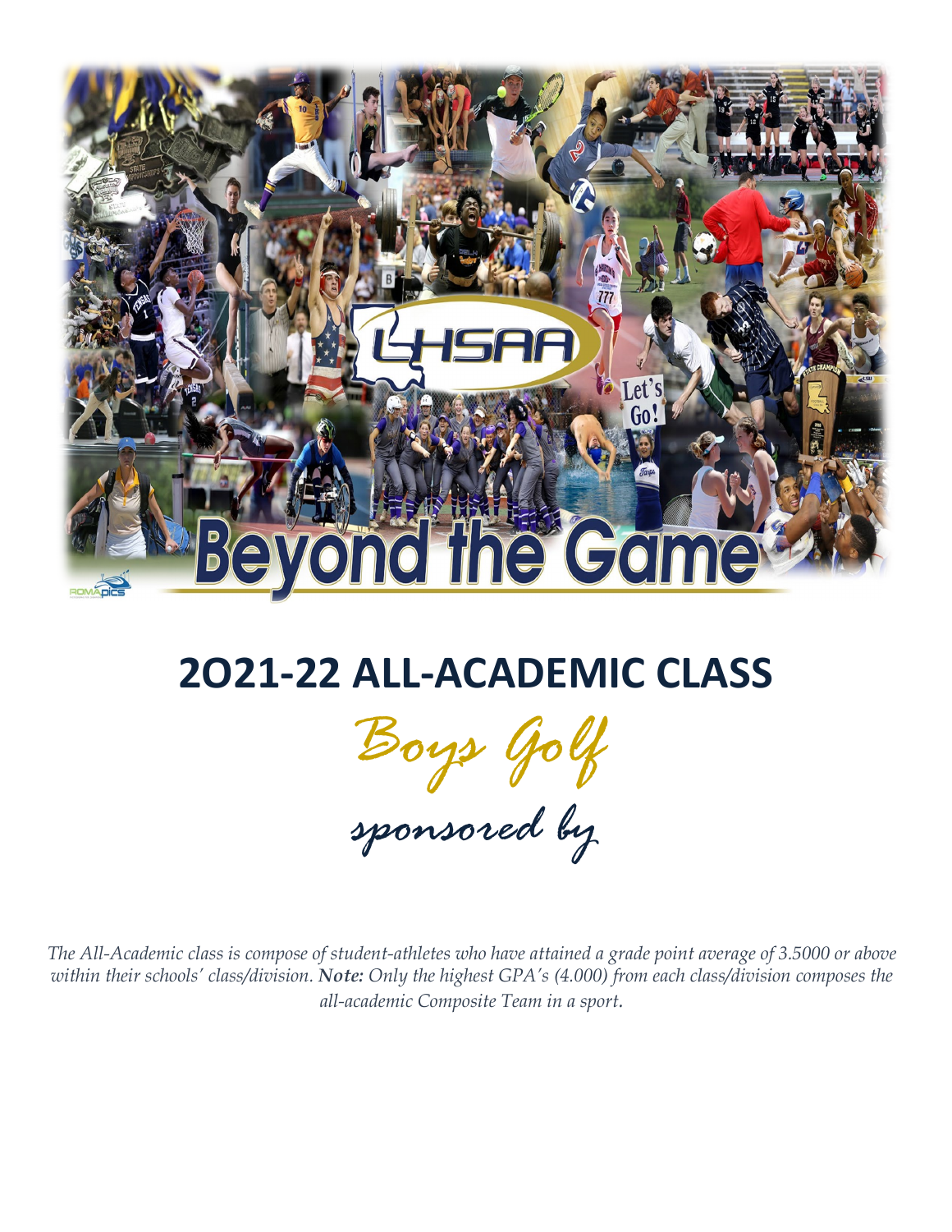# 2O21-22 ALL-ACADEMIC CLASS

## Boys Golf

sponsored by

*The All-Academic class is compose of student-athletes who have attained a grade point average of 3.5000 or above within their schools' class/division. **Note:** Only the highest GPA's (4.000) from each class/division composes the all-academic Composite Team in a sport.*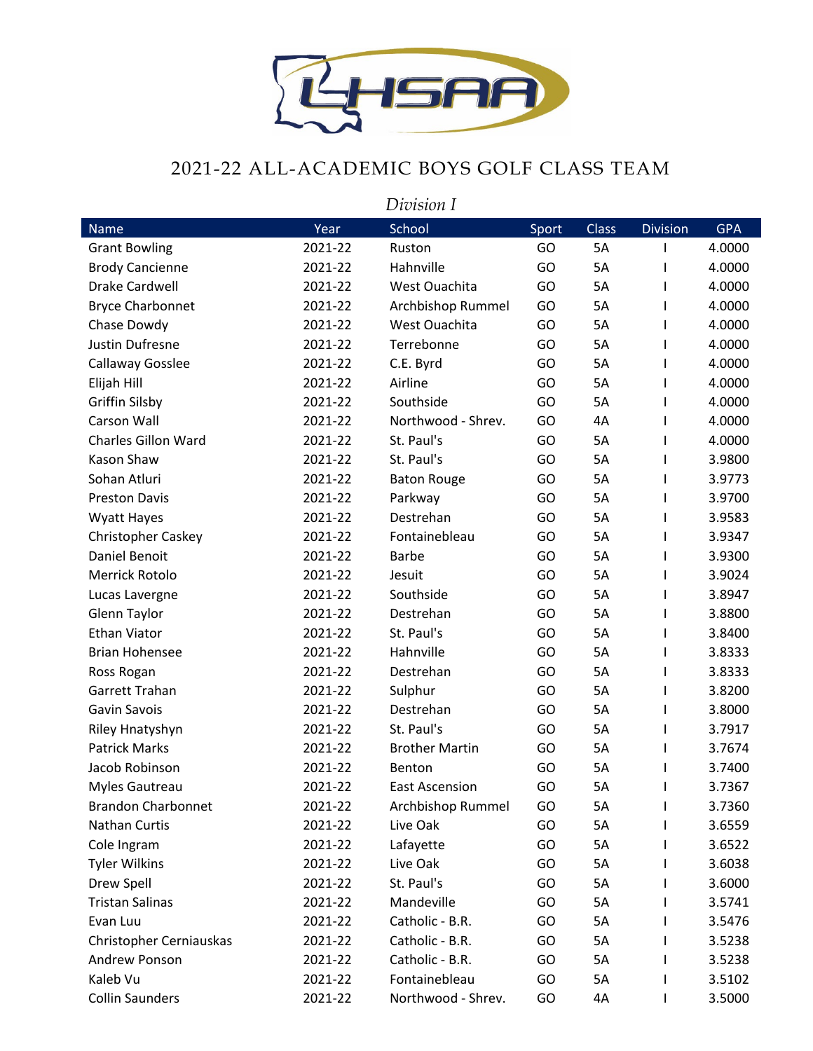# 2021-22 ALL-ACADEMIC BOYS GOLF CLASS TEAM

*Division I*

| Name | Year | School | Sport | Class | Division | GPA |
|---|---|---|---|---|---|---|
| Grant Bowling | 2021-22 | Ruston | GO | 5A | I | 4.0000 |
| Brody Cancienne | 2021-22 | Hahnville | GO | 5A | I | 4.0000 |
| Drake Cardwell | 2021-22 | West Ouachita | GO | 5A | I | 4.0000 |
| Bryce Charbonnet | 2021-22 | Archbishop Rummel | GO | 5A | I | 4.0000 |
| Chase Dowdy | 2021-22 | West Ouachita | GO | 5A | I | 4.0000 |
| Justin Dufresne | 2021-22 | Terrebonne | GO | 5A | I | 4.0000 |
| Callaway Gosslee | 2021-22 | C.E. Byrd | GO | 5A | I | 4.0000 |
| Elijah Hill | 2021-22 | Airline | GO | 5A | I | 4.0000 |
| Griffin Silsby | 2021-22 | Southside | GO | 5A | I | 4.0000 |
| Carson Wall | 2021-22 | Northwood - Shrev. | GO | 4A | I | 4.0000 |
| Charles Gillon Ward | 2021-22 | St. Paul's | GO | 5A | I | 4.0000 |
| Kason Shaw | 2021-22 | St. Paul's | GO | 5A | I | 3.9800 |
| Sohan Atluri | 2021-22 | Baton Rouge | GO | 5A | I | 3.9773 |
| Preston Davis | 2021-22 | Parkway | GO | 5A | I | 3.9700 |
| Wyatt Hayes | 2021-22 | Destrehan | GO | 5A | I | 3.9583 |
| Christopher Caskey | 2021-22 | Fontainebleau | GO | 5A | I | 3.9347 |
| Daniel Benoit | 2021-22 | Barbe | GO | 5A | I | 3.9300 |
| Merrick Rotolo | 2021-22 | Jesuit | GO | 5A | I | 3.9024 |
| Lucas Lavergne | 2021-22 | Southside | GO | 5A | I | 3.8947 |
| Glenn Taylor | 2021-22 | Destrehan | GO | 5A | I | 3.8800 |
| Ethan Viator | 2021-22 | St. Paul's | GO | 5A | I | 3.8400 |
| Brian Hohensee | 2021-22 | Hahnville | GO | 5A | I | 3.8333 |
| Ross Rogan | 2021-22 | Destrehan | GO | 5A | I | 3.8333 |
| Garrett Trahan | 2021-22 | Sulphur | GO | 5A | I | 3.8200 |
| Gavin Savois | 2021-22 | Destrehan | GO | 5A | I | 3.8000 |
| Riley Hnatyshyn | 2021-22 | St. Paul's | GO | 5A | I | 3.7917 |
| Patrick Marks | 2021-22 | Brother Martin | GO | 5A | I | 3.7674 |
| Jacob Robinson | 2021-22 | Benton | GO | 5A | I | 3.7400 |
| Myles Gautreau | 2021-22 | East Ascension | GO | 5A | I | 3.7367 |
| Brandon Charbonnet | 2021-22 | Archbishop Rummel | GO | 5A | I | 3.7360 |
| Nathan Curtis | 2021-22 | Live Oak | GO | 5A | I | 3.6559 |
| Cole Ingram | 2021-22 | Lafayette | GO | 5A | I | 3.6522 |
| Tyler Wilkins | 2021-22 | Live Oak | GO | 5A | I | 3.6038 |
| Drew Spell | 2021-22 | St. Paul's | GO | 5A | I | 3.6000 |
| Tristan Salinas | 2021-22 | Mandeville | GO | 5A | I | 3.5741 |
| Evan Luu | 2021-22 | Catholic - B.R. | GO | 5A | I | 3.5476 |
| Christopher Cerniauskas | 2021-22 | Catholic - B.R. | GO | 5A | I | 3.5238 |
| Andrew Ponson | 2021-22 | Catholic - B.R. | GO | 5A | I | 3.5238 |
| Kaleb Vu | 2021-22 | Fontainebleau | GO | 5A | I | 3.5102 |
| Collin Saunders | 2021-22 | Northwood - Shrev. | GO | 4A | I | 3.5000 |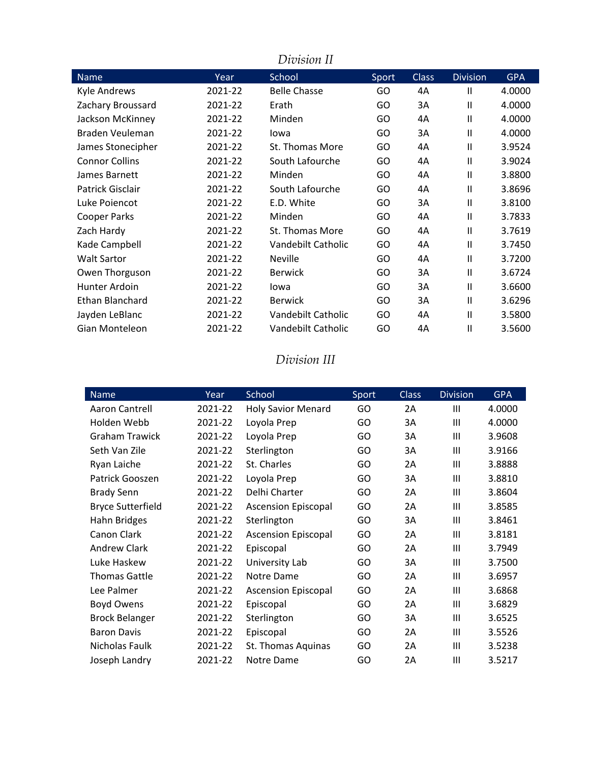*Division II*

| Name | Year | School | Sport | Class | Division | GPA |
|---|---|---|---|---|---|---|
| Kyle Andrews | 2021-22 | Belle Chasse | GO | 4A | II | 4.0000 |
| Zachary Broussard | 2021-22 | Erath | GO | 3A | II | 4.0000 |
| Jackson McKinney | 2021-22 | Minden | GO | 4A | II | 4.0000 |
| Braden Veuleman | 2021-22 | Iowa | GO | 3A | II | 4.0000 |
| James Stonecipher | 2021-22 | St. Thomas More | GO | 4A | II | 3.9524 |
| Connor Collins | 2021-22 | South Lafourche | GO | 4A | II | 3.9024 |
| James Barnett | 2021-22 | Minden | GO | 4A | II | 3.8800 |
| Patrick Gisclair | 2021-22 | South Lafourche | GO | 4A | II | 3.8696 |
| Luke Poiencot | 2021-22 | E.D. White | GO | 3A | II | 3.8100 |
| Cooper Parks | 2021-22 | Minden | GO | 4A | II | 3.7833 |
| Zach Hardy | 2021-22 | St. Thomas More | GO | 4A | II | 3.7619 |
| Kade Campbell | 2021-22 | Vandebilt Catholic | GO | 4A | II | 3.7450 |
| Walt Sartor | 2021-22 | Neville | GO | 4A | II | 3.7200 |
| Owen Thorguson | 2021-22 | Berwick | GO | 3A | II | 3.6724 |
| Hunter Ardoin | 2021-22 | Iowa | GO | 3A | II | 3.6600 |
| Ethan Blanchard | 2021-22 | Berwick | GO | 3A | II | 3.6296 |
| Jayden LeBlanc | 2021-22 | Vandebilt Catholic | GO | 4A | II | 3.5800 |
| Gian Monteleon | 2021-22 | Vandebilt Catholic | GO | 4A | II | 3.5600 |

*Division III*

| Name | Year | School | Sport | Class | Division | GPA |
|---|---|---|---|---|---|---|
| Aaron Cantrell | 2021-22 | Holy Savior Menard | GO | 2A | III | 4.0000 |
| Holden Webb | 2021-22 | Loyola Prep | GO | 3A | III | 4.0000 |
| Graham Trawick | 2021-22 | Loyola Prep | GO | 3A | III | 3.9608 |
| Seth Van Zile | 2021-22 | Sterlington | GO | 3A | III | 3.9166 |
| Ryan Laiche | 2021-22 | St. Charles | GO | 2A | III | 3.8888 |
| Patrick Gooszen | 2021-22 | Loyola Prep | GO | 3A | III | 3.8810 |
| Brady Senn | 2021-22 | Delhi Charter | GO | 2A | III | 3.8604 |
| Bryce Sutterfield | 2021-22 | Ascension Episcopal | GO | 2A | III | 3.8585 |
| Hahn Bridges | 2021-22 | Sterlington | GO | 3A | III | 3.8461 |
| Canon Clark | 2021-22 | Ascension Episcopal | GO | 2A | III | 3.8181 |
| Andrew Clark | 2021-22 | Episcopal | GO | 2A | III | 3.7949 |
| Luke Haskew | 2021-22 | University Lab | GO | 3A | III | 3.7500 |
| Thomas Gattle | 2021-22 | Notre Dame | GO | 2A | III | 3.6957 |
| Lee Palmer | 2021-22 | Ascension Episcopal | GO | 2A | III | 3.6868 |
| Boyd Owens | 2021-22 | Episcopal | GO | 2A | III | 3.6829 |
| Brock Belanger | 2021-22 | Sterlington | GO | 3A | III | 3.6525 |
| Baron Davis | 2021-22 | Episcopal | GO | 2A | III | 3.5526 |
| Nicholas Faulk | 2021-22 | St. Thomas Aquinas | GO | 2A | III | 3.5238 |
| Joseph Landry | 2021-22 | Notre Dame | GO | 2A | III | 3.5217 |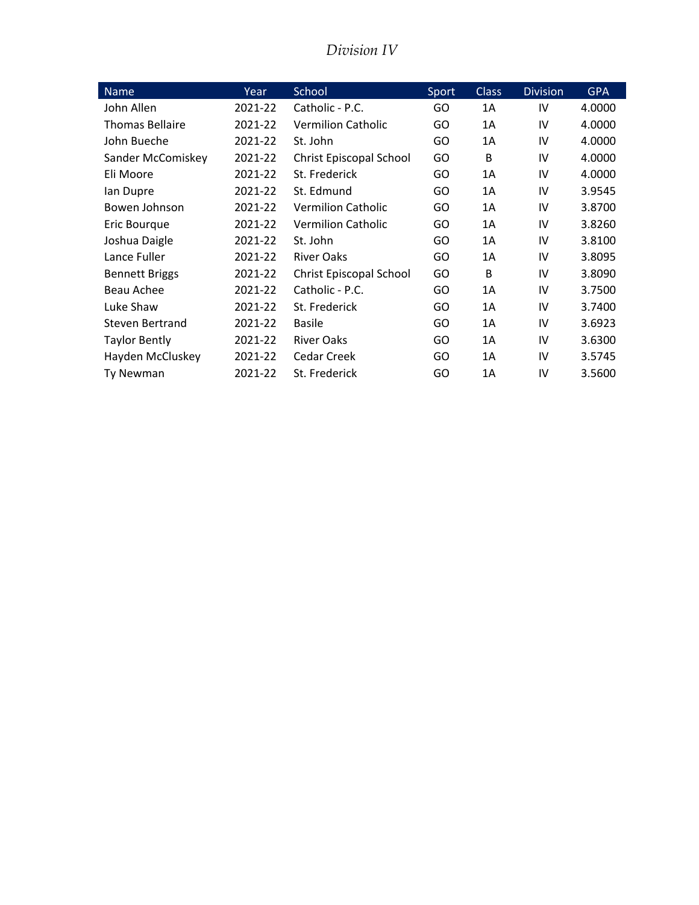*Division IV*

| Name | Year | School | Sport | Class | Division | GPA |
|---|---|---|---|---|---|---|
| John Allen | 2021-22 | Catholic - P.C. | GO | 1A | IV | 4.0000 |
| Thomas Bellaire | 2021-22 | Vermilion Catholic | GO | 1A | IV | 4.0000 |
| John Bueche | 2021-22 | St. John | GO | 1A | IV | 4.0000 |
| Sander McComiskey | 2021-22 | Christ Episcopal School | GO | B | IV | 4.0000 |
| Eli Moore | 2021-22 | St. Frederick | GO | 1A | IV | 4.0000 |
| Ian Dupre | 2021-22 | St. Edmund | GO | 1A | IV | 3.9545 |
| Bowen Johnson | 2021-22 | Vermilion Catholic | GO | 1A | IV | 3.8700 |
| Eric Bourque | 2021-22 | Vermilion Catholic | GO | 1A | IV | 3.8260 |
| Joshua Daigle | 2021-22 | St. John | GO | 1A | IV | 3.8100 |
| Lance Fuller | 2021-22 | River Oaks | GO | 1A | IV | 3.8095 |
| Bennett Briggs | 2021-22 | Christ Episcopal School | GO | B | IV | 3.8090 |
| Beau Achee | 2021-22 | Catholic - P.C. | GO | 1A | IV | 3.7500 |
| Luke Shaw | 2021-22 | St. Frederick | GO | 1A | IV | 3.7400 |
| Steven Bertrand | 2021-22 | Basile | GO | 1A | IV | 3.6923 |
| Taylor Bently | 2021-22 | River Oaks | GO | 1A | IV | 3.6300 |
| Hayden McCluskey | 2021-22 | Cedar Creek | GO | 1A | IV | 3.5745 |
| Ty Newman | 2021-22 | St. Frederick | GO | 1A | IV | 3.5600 |